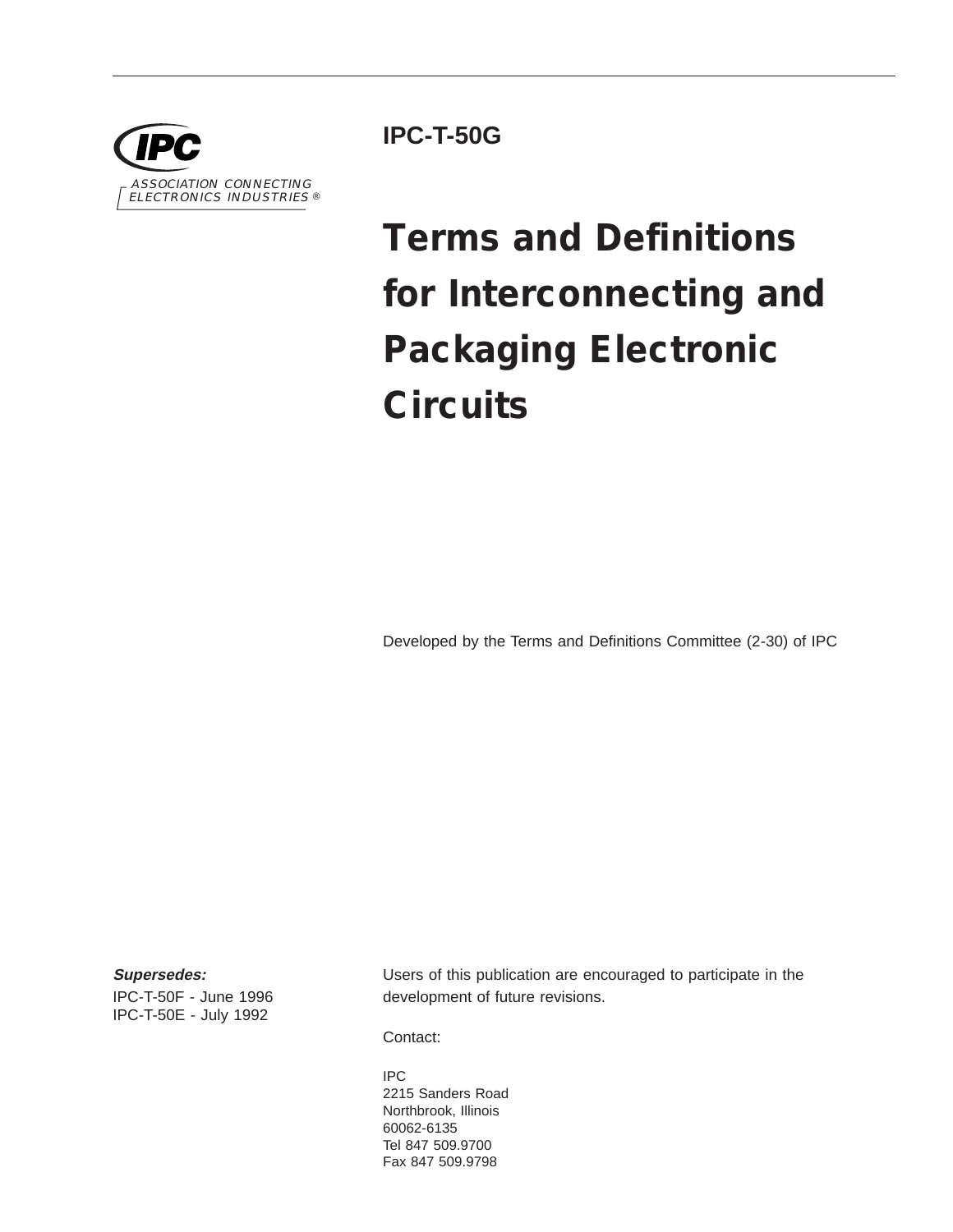IPC

ASSOCIATION CONNECTING ELECTRONICS INDUSTRIES ®

**IPC-T-50G**

# Terms and Definitions for Interconnecting and Packaging Electronic Circuits

Developed by the Terms and Definitions Committee (2-30) of IPC

***Supersedes:***

IPC-T-50F - June 1996
IPC-T-50E - July 1992

Users of this publication are encouraged to participate in the development of future revisions.

Contact:

IPC
2215 Sanders Road
Northbrook, Illinois
60062-6135
Tel 847 509.9700
Fax 847 509.9798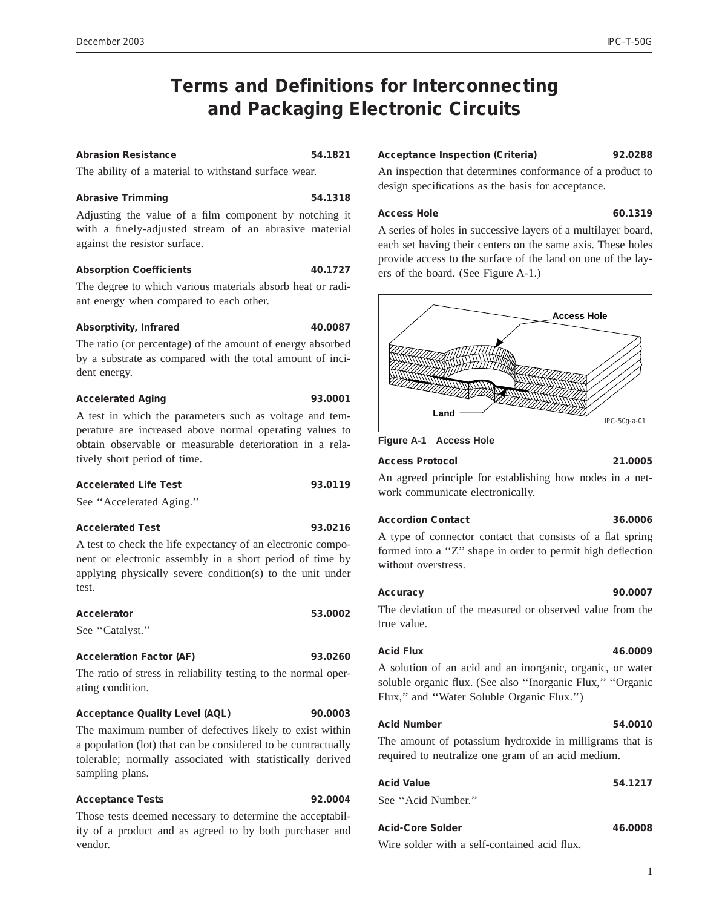# Terms and Definitions for Interconnecting and Packaging Electronic Circuits

**Abrasion Resistance** **54.1821**

The ability of a material to withstand surface wear.

**Abrasive Trimming** **54.1318**

Adjusting the value of a film component by notching it with a finely-adjusted stream of an abrasive material against the resistor surface.

**Absorption Coefficients** **40.1727**

The degree to which various materials absorb heat or radiant energy when compared to each other.

**Absorptivity, Infrared** **40.0087**

The ratio (or percentage) of the amount of energy absorbed by a substrate as compared with the total amount of incident energy.

**Accelerated Aging** **93.0001**

A test in which the parameters such as voltage and temperature are increased above normal operating values to obtain observable or measurable deterioration in a relatively short period of time.

**Accelerated Life Test** **93.0119**

See ''Accelerated Aging.''

**Accelerated Test** **93.0216**

A test to check the life expectancy of an electronic component or electronic assembly in a short period of time by applying physically severe condition(s) to the unit under test.

**Accelerator** **53.0002**

See ''Catalyst.''

**Acceleration Factor (AF)** **93.0260**

The ratio of stress in reliability testing to the normal operating condition.

**Acceptance Quality Level (AQL)** **90.0003**

The maximum number of defectives likely to exist within a population (lot) that can be considered to be contractually tolerable; normally associated with statistically derived sampling plans.

**Acceptance Tests** **92.0004**

Those tests deemed necessary to determine the acceptability of a product and as agreed to by both purchaser and vendor.

**Acceptance Inspection (Criteria)** **92.0288**

An inspection that determines conformance of a product to design specifications as the basis for acceptance.

**Access Hole** **60.1319**

A series of holes in successive layers of a multilayer board, each set having their centers on the same axis. These holes provide access to the surface of the land on one of the layers of the board. (See Figure A-1.)

Access Hole

Land

IPC-50g-a-01

**Figure A-1 Access Hole**

**Access Protocol** **21.0005**

An agreed principle for establishing how nodes in a network communicate electronically.

**Accordion Contact** **36.0006**

A type of connector contact that consists of a flat spring formed into a ''Z'' shape in order to permit high deflection without overstress.

**Accuracy** **90.0007**

The deviation of the measured or observed value from the true value.

**Acid Flux** **46.0009**

A solution of an acid and an inorganic, organic, or water soluble organic flux. (See also ''Inorganic Flux,'' ''Organic Flux,'' and ''Water Soluble Organic Flux.'')

**Acid Number** **54.0010**

The amount of potassium hydroxide in milligrams that is required to neutralize one gram of an acid medium.

**Acid Value** **54.1217**

See ''Acid Number.''

**Acid-Core Solder** **46.0008**

Wire solder with a self-contained acid flux.